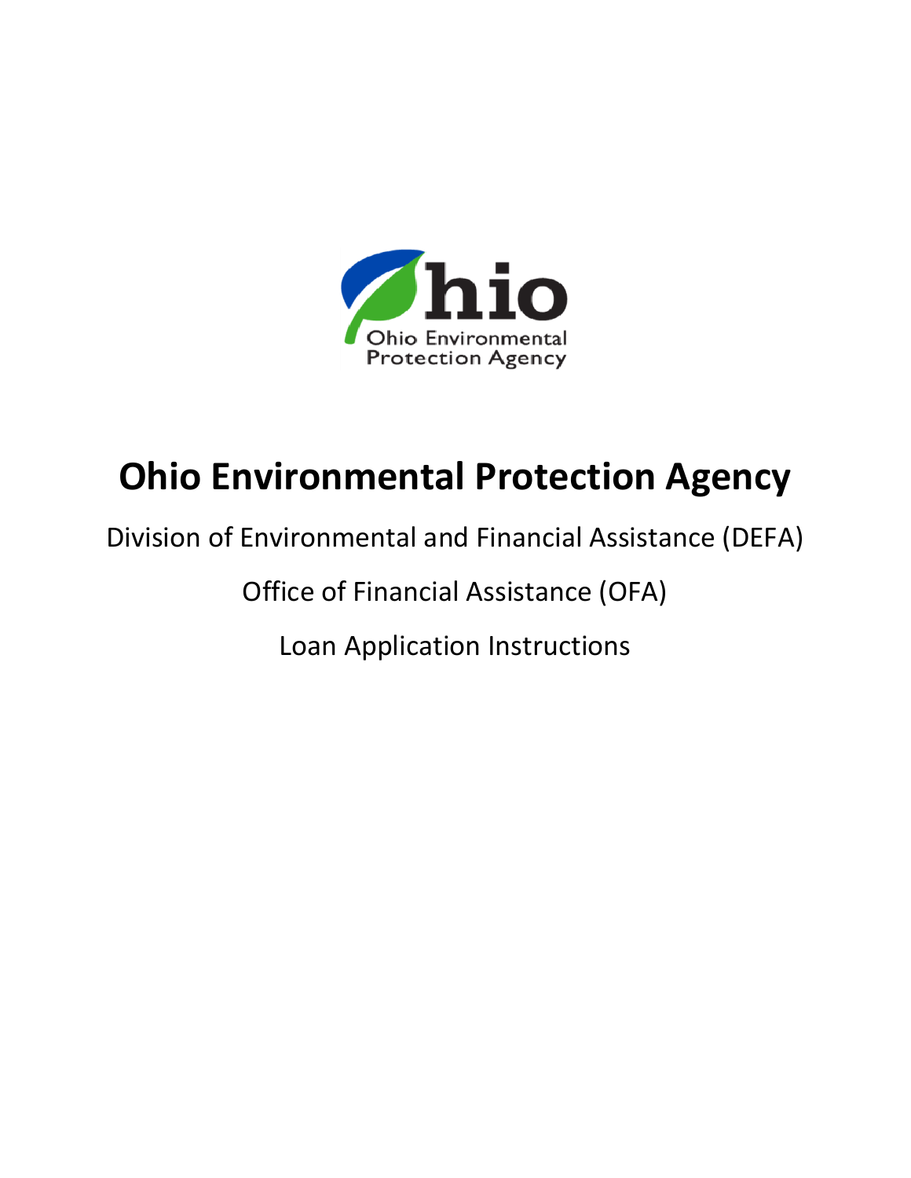# Ohio Environmental Protection Agency

Division of Environmental and Financial Assistance (DEFA)

Office of Financial Assistance (OFA)

Loan Application Instructions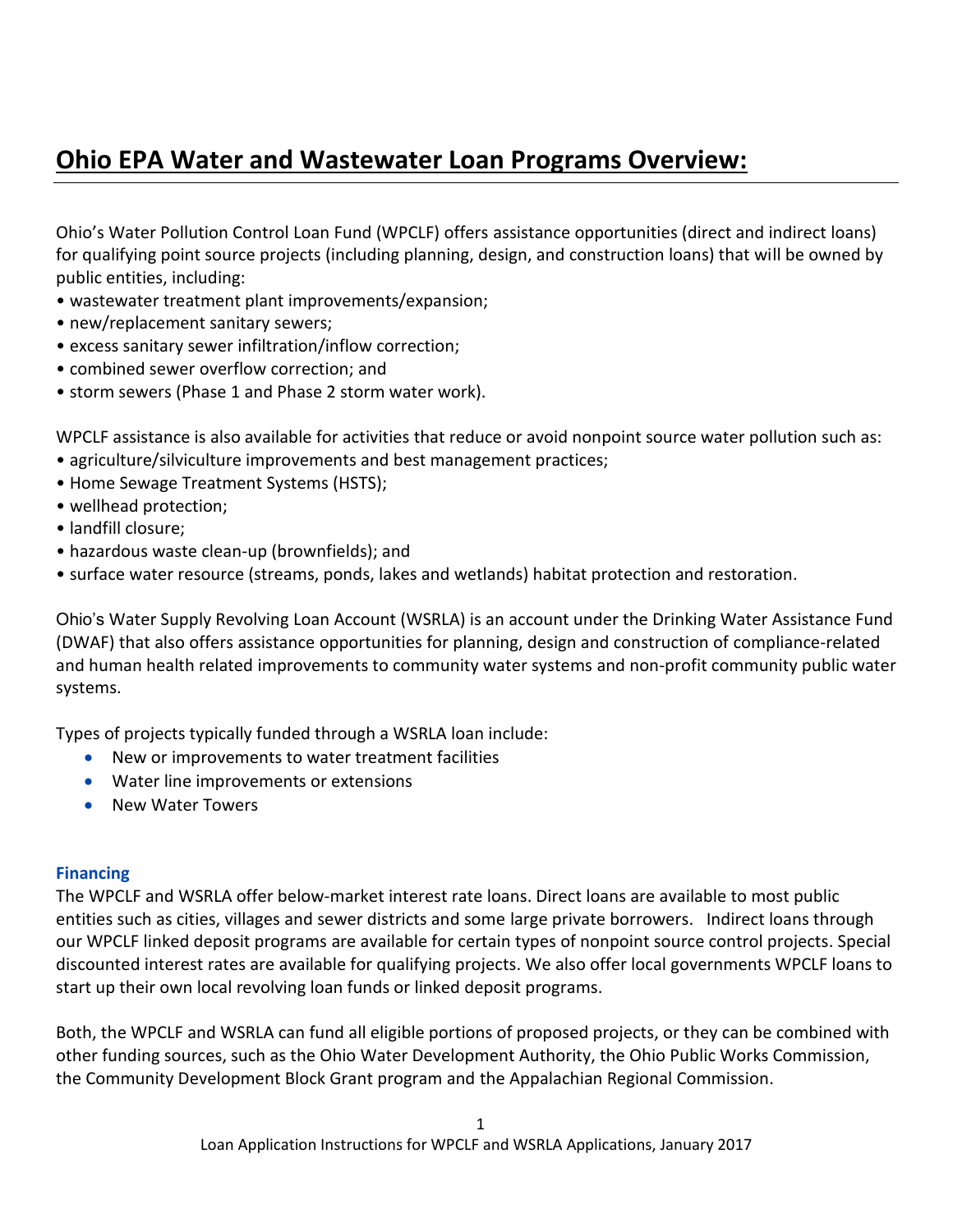# Ohio EPA Water and Wastewater Loan Programs Overview:

Ohio's Water Pollution Control Loan Fund (WPCLF) offers assistance opportunities (direct and indirect loans) for qualifying point source projects (including planning, design, and construction loans) that will be owned by public entities, including:

- wastewater treatment plant improvements/expansion;
- new/replacement sanitary sewers;
- excess sanitary sewer infiltration/inflow correction;
- combined sewer overflow correction; and
- storm sewers (Phase 1 and Phase 2 storm water work).

WPCLF assistance is also available for activities that reduce or avoid nonpoint source water pollution such as:

- agriculture/silviculture improvements and best management practices;
- Home Sewage Treatment Systems (HSTS);
- wellhead protection;
- landfill closure;
- hazardous waste clean-up (brownfields); and
- surface water resource (streams, ponds, lakes and wetlands) habitat protection and restoration.

Ohio's Water Supply Revolving Loan Account (WSRLA) is an account under the Drinking Water Assistance Fund (DWAF) that also offers assistance opportunities for planning, design and construction of compliance-related and human health related improvements to community water systems and non-profit community public water systems.

Types of projects typically funded through a WSRLA loan include:

- New or improvements to water treatment facilities
- Water line improvements or extensions
- New Water Towers

### Financing

The WPCLF and WSRLA offer below-market interest rate loans. Direct loans are available to most public entities such as cities, villages and sewer districts and some large private borrowers. Indirect loans through our WPCLF linked deposit programs are available for certain types of nonpoint source control projects. Special discounted interest rates are available for qualifying projects. We also offer local governments WPCLF loans to start up their own local revolving loan funds or linked deposit programs.

Both, the WPCLF and WSRLA can fund all eligible portions of proposed projects, or they can be combined with other funding sources, such as the Ohio Water Development Authority, the Ohio Public Works Commission, the Community Development Block Grant program and the Appalachian Regional Commission.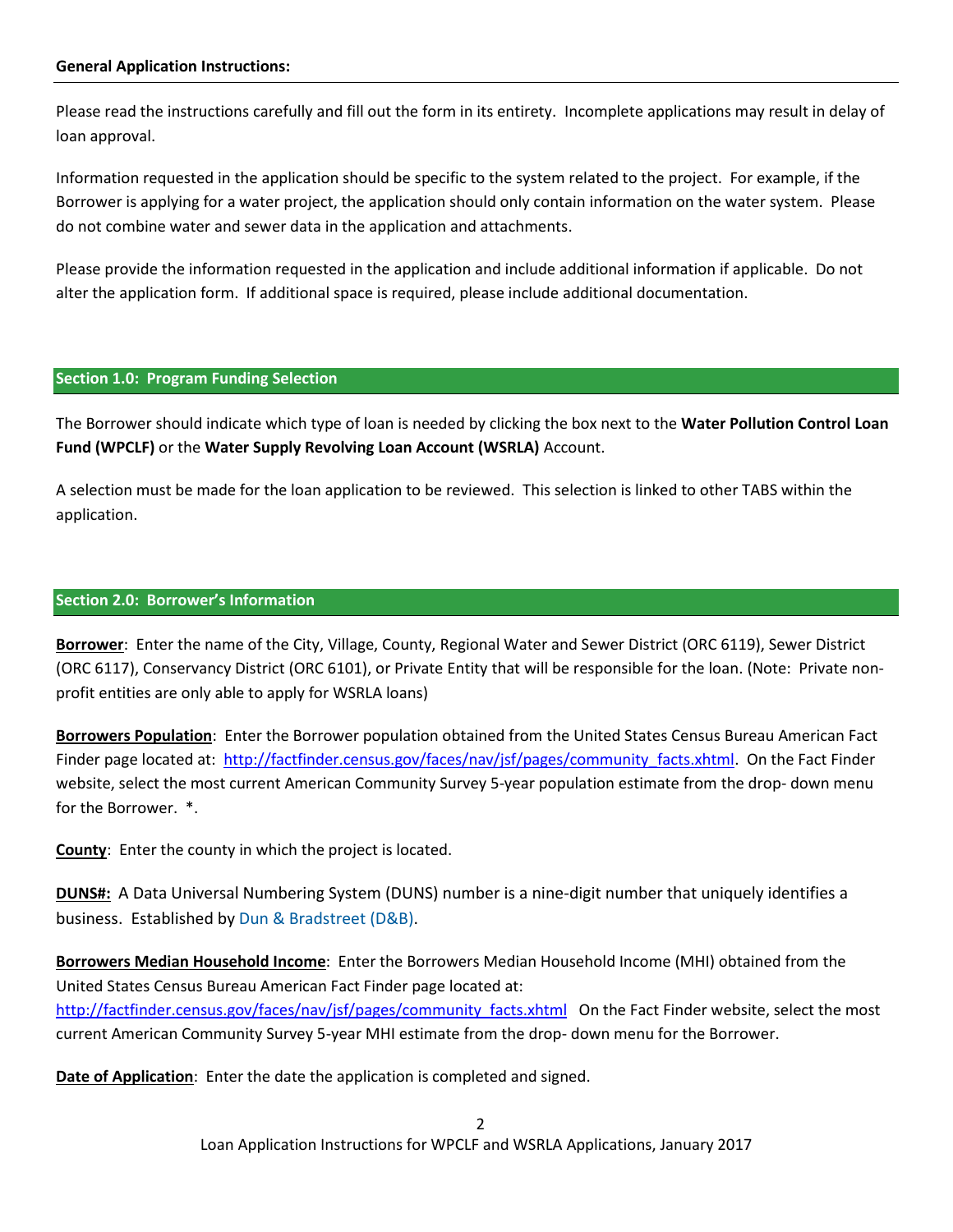**General Application Instructions:**

Please read the instructions carefully and fill out the form in its entirety. Incomplete applications may result in delay of loan approval.

Information requested in the application should be specific to the system related to the project. For example, if the Borrower is applying for a water project, the application should only contain information on the water system. Please do not combine water and sewer data in the application and attachments.

Please provide the information requested in the application and include additional information if applicable. Do not alter the application form. If additional space is required, please include additional documentation.

## Section 1.0: Program Funding Selection

The Borrower should indicate which type of loan is needed by clicking the box next to the **Water Pollution Control Loan Fund (WPCLF)** or the **Water Supply Revolving Loan Account (WSRLA)** Account.

A selection must be made for the loan application to be reviewed. This selection is linked to other TABS within the application.

## Section 2.0: Borrower's Information

**Borrower**: Enter the name of the City, Village, County, Regional Water and Sewer District (ORC 6119), Sewer District (ORC 6117), Conservancy District (ORC 6101), or Private Entity that will be responsible for the loan. (Note: Private non-profit entities are only able to apply for WSRLA loans)

**Borrowers Population**: Enter the Borrower population obtained from the United States Census Bureau American Fact Finder page located at: http://factfinder.census.gov/faces/nav/jsf/pages/community_facts.xhtml. On the Fact Finder website, select the most current American Community Survey 5-year population estimate from the drop- down menu for the Borrower. *.

**County**: Enter the county in which the project is located.

**DUNS#:** A Data Universal Numbering System (DUNS) number is a nine-digit number that uniquely identifies a business. Established by Dun & Bradstreet (D&B).

**Borrowers Median Household Income**: Enter the Borrowers Median Household Income (MHI) obtained from the United States Census Bureau American Fact Finder page located at: http://factfinder.census.gov/faces/nav/jsf/pages/community_facts.xhtml On the Fact Finder website, select the most current American Community Survey 5-year MHI estimate from the drop- down menu for the Borrower.

**Date of Application**: Enter the date the application is completed and signed.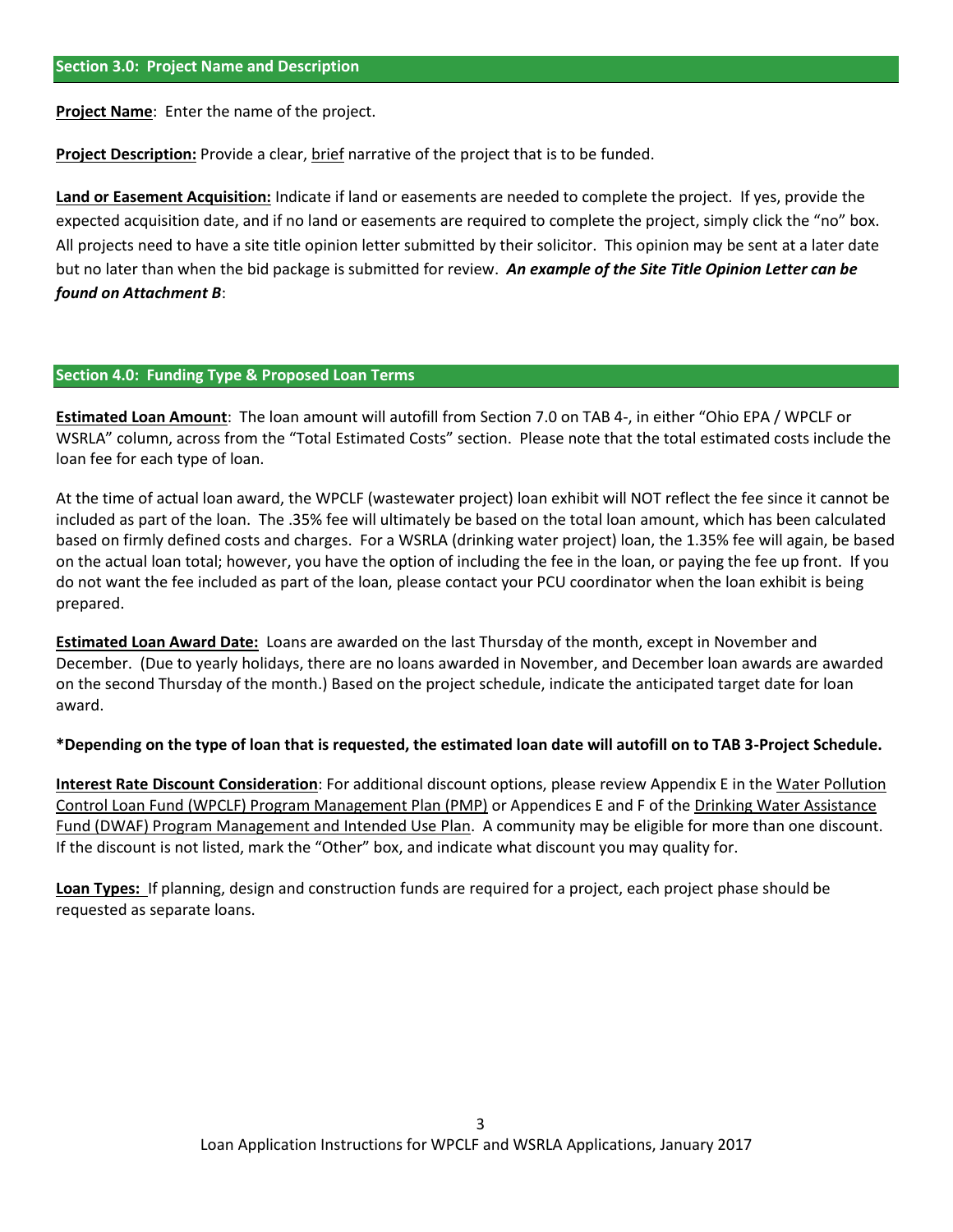## Section 3.0: Project Name and Description

**Project Name**: Enter the name of the project.

**Project Description:** Provide a clear, brief narrative of the project that is to be funded.

**Land or Easement Acquisition:** Indicate if land or easements are needed to complete the project. If yes, provide the expected acquisition date, and if no land or easements are required to complete the project, simply click the "no" box. All projects need to have a site title opinion letter submitted by their solicitor. This opinion may be sent at a later date but no later than when the bid package is submitted for review. ***An example of the Site Title Opinion Letter can be found on Attachment B***:

## Section 4.0: Funding Type & Proposed Loan Terms

**Estimated Loan Amount**: The loan amount will autofill from Section 7.0 on TAB 4-, in either "Ohio EPA / WPCLF or WSRLA" column, across from the "Total Estimated Costs" section. Please note that the total estimated costs include the loan fee for each type of loan.

At the time of actual loan award, the WPCLF (wastewater project) loan exhibit will NOT reflect the fee since it cannot be included as part of the loan. The .35% fee will ultimately be based on the total loan amount, which has been calculated based on firmly defined costs and charges. For a WSRLA (drinking water project) loan, the 1.35% fee will again, be based on the actual loan total; however, you have the option of including the fee in the loan, or paying the fee up front. If you do not want the fee included as part of the loan, please contact your PCU coordinator when the loan exhibit is being prepared.

**Estimated Loan Award Date:** Loans are awarded on the last Thursday of the month, except in November and December. (Due to yearly holidays, there are no loans awarded in November, and December loan awards are awarded on the second Thursday of the month.) Based on the project schedule, indicate the anticipated target date for loan award.

**\*Depending on the type of loan that is requested, the estimated loan date will autofill on to TAB 3-Project Schedule.**

**Interest Rate Discount Consideration**: For additional discount options, please review Appendix E in the Water Pollution Control Loan Fund (WPCLF) Program Management Plan (PMP) or Appendices E and F of the Drinking Water Assistance Fund (DWAF) Program Management and Intended Use Plan. A community may be eligible for more than one discount. If the discount is not listed, mark the "Other" box, and indicate what discount you may quality for.

**Loan Types:** If planning, design and construction funds are required for a project, each project phase should be requested as separate loans.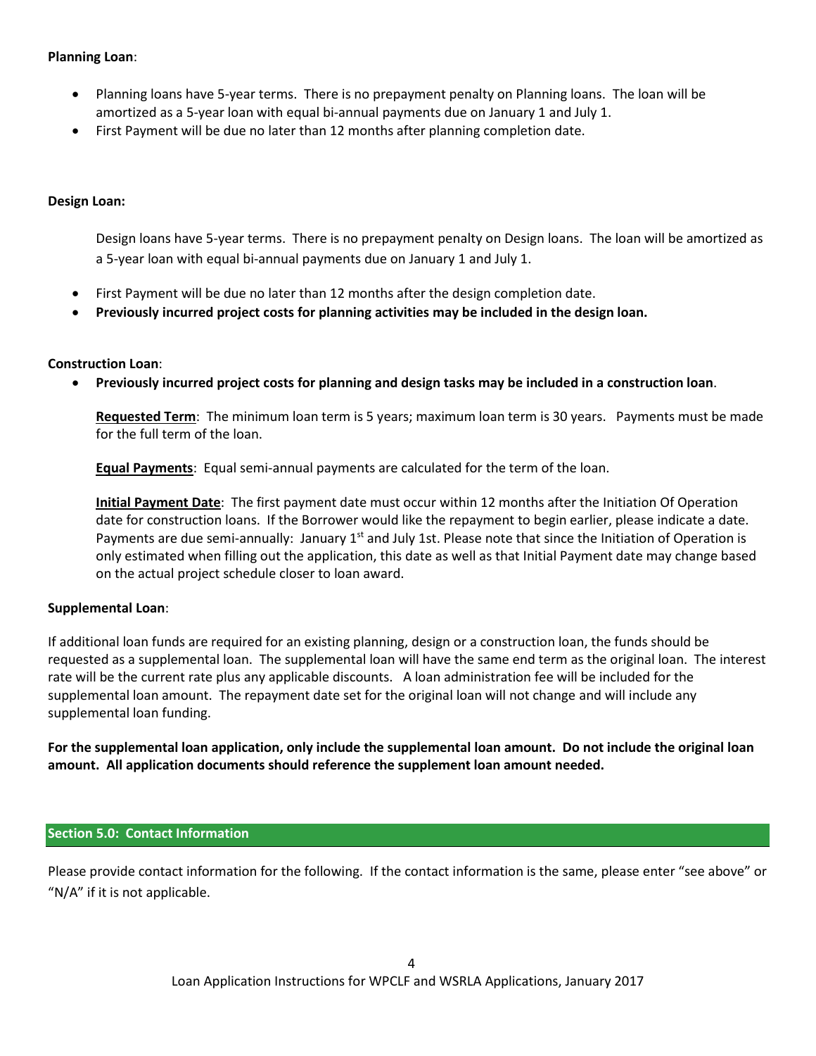**Planning Loan**:

- Planning loans have 5-year terms. There is no prepayment penalty on Planning loans. The loan will be amortized as a 5-year loan with equal bi-annual payments due on January 1 and July 1.
- First Payment will be due no later than 12 months after planning completion date.

**Design Loan:**

Design loans have 5-year terms. There is no prepayment penalty on Design loans. The loan will be amortized as a 5-year loan with equal bi-annual payments due on January 1 and July 1.

- First Payment will be due no later than 12 months after the design completion date.
- **Previously incurred project costs for planning activities may be included in the design loan.**

**Construction Loan**:

- **Previously incurred project costs for planning and design tasks may be included in a construction loan**.

**Requested Term**: The minimum loan term is 5 years; maximum loan term is 30 years. Payments must be made for the full term of the loan.

**Equal Payments**: Equal semi-annual payments are calculated for the term of the loan.

**Initial Payment Date**: The first payment date must occur within 12 months after the Initiation Of Operation date for construction loans. If the Borrower would like the repayment to begin earlier, please indicate a date. Payments are due semi-annually: January 1st and July 1st. Please note that since the Initiation of Operation is only estimated when filling out the application, this date as well as that Initial Payment date may change based on the actual project schedule closer to loan award.

**Supplemental Loan**:

If additional loan funds are required for an existing planning, design or a construction loan, the funds should be requested as a supplemental loan. The supplemental loan will have the same end term as the original loan. The interest rate will be the current rate plus any applicable discounts. A loan administration fee will be included for the supplemental loan amount. The repayment date set for the original loan will not change and will include any supplemental loan funding.

**For the supplemental loan application, only include the supplemental loan amount. Do not include the original loan amount. All application documents should reference the supplement loan amount needed.**

## Section 5.0: Contact Information

Please provide contact information for the following. If the contact information is the same, please enter "see above" or "N/A" if it is not applicable.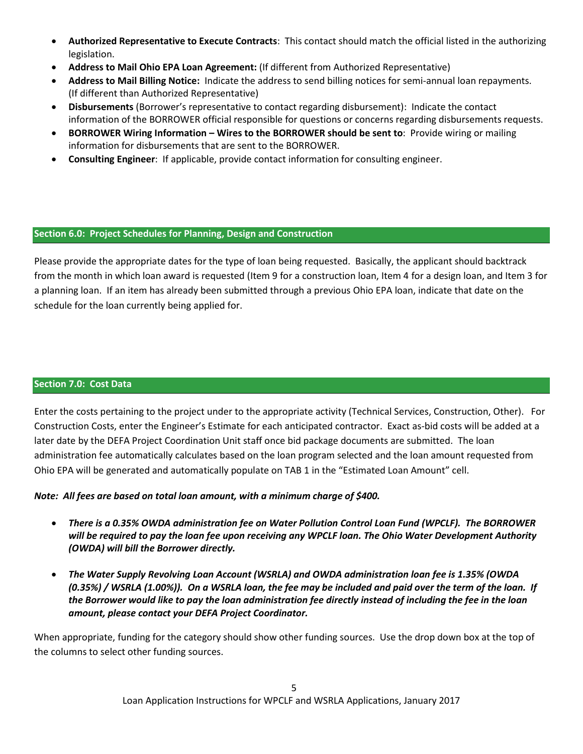- **Authorized Representative to Execute Contracts**: This contact should match the official listed in the authorizing legislation.
- **Address to Mail Ohio EPA Loan Agreement:** (If different from Authorized Representative)
- **Address to Mail Billing Notice:** Indicate the address to send billing notices for semi-annual loan repayments. (If different than Authorized Representative)
- **Disbursements** (Borrower's representative to contact regarding disbursement): Indicate the contact information of the BORROWER official responsible for questions or concerns regarding disbursements requests.
- **BORROWER Wiring Information – Wires to the BORROWER should be sent to**: Provide wiring or mailing information for disbursements that are sent to the BORROWER.
- **Consulting Engineer**: If applicable, provide contact information for consulting engineer.

## Section 6.0: Project Schedules for Planning, Design and Construction

Please provide the appropriate dates for the type of loan being requested. Basically, the applicant should backtrack from the month in which loan award is requested (Item 9 for a construction loan, Item 4 for a design loan, and Item 3 for a planning loan. If an item has already been submitted through a previous Ohio EPA loan, indicate that date on the schedule for the loan currently being applied for.

## Section 7.0: Cost Data

Enter the costs pertaining to the project under to the appropriate activity (Technical Services, Construction, Other). For Construction Costs, enter the Engineer's Estimate for each anticipated contractor. Exact as-bid costs will be added at a later date by the DEFA Project Coordination Unit staff once bid package documents are submitted. The loan administration fee automatically calculates based on the loan program selected and the loan amount requested from Ohio EPA will be generated and automatically populate on TAB 1 in the "Estimated Loan Amount" cell.

***Note: All fees are based on total loan amount, with a minimum charge of $400.***

- ***There is a 0.35% OWDA administration fee on Water Pollution Control Loan Fund (WPCLF). The BORROWER will be required to pay the loan fee upon receiving any WPCLF loan. The Ohio Water Development Authority (OWDA) will bill the Borrower directly.***
- ***The Water Supply Revolving Loan Account (WSRLA) and OWDA administration loan fee is 1.35% (OWDA (0.35%) / WSRLA (1.00%)). On a WSRLA loan, the fee may be included and paid over the term of the loan. If the Borrower would like to pay the loan administration fee directly instead of including the fee in the loan amount, please contact your DEFA Project Coordinator.***

When appropriate, funding for the category should show other funding sources. Use the drop down box at the top of the columns to select other funding sources.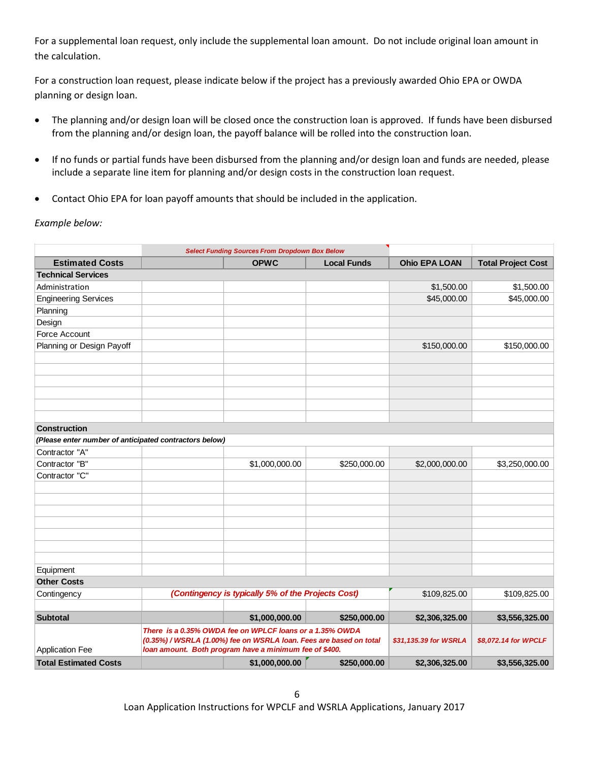For a supplemental loan request, only include the supplemental loan amount. Do not include original loan amount in the calculation.

For a construction loan request, please indicate below if the project has a previously awarded Ohio EPA or OWDA planning or design loan.

- The planning and/or design loan will be closed once the construction loan is approved. If funds have been disbursed from the planning and/or design loan, the payoff balance will be rolled into the construction loan.
- If no funds or partial funds have been disbursed from the planning and/or design loan and funds are needed, please include a separate line item for planning and/or design costs in the construction loan request.
- Contact Ohio EPA for loan payoff amounts that should be included in the application.

*Example below:*

| | *Select Funding Sources From Dropdown Box Below* | | | | |
|---|---|---|---|---|---|
| **Estimated Costs** | | **OPWC** | **Local Funds** | **Ohio EPA LOAN** | **Total Project Cost** |
| **Technical Services** | | | | | |
| Administration | | | | $1,500.00 | $1,500.00 |
| Engineering Services | | | | $45,000.00 | $45,000.00 |
| Planning | | | | | |
| Design | | | | | |
| Force Account | | | | | |
| Planning or Design Payoff | | | | $150,000.00 | $150,000.00 |
| | | | | | |
| | | | | | |
| | | | | | |
| | | | | | |
| | | | | | |
| | | | | | |
| **Construction** | | | | | |
| ***(Please enter number of anticipated contractors below)*** | | | | | |
| Contractor "A" | | | | | |
| Contractor "B" | | $1,000,000.00 | $250,000.00 | $2,000,000.00 | $3,250,000.00 |
| Contractor "C" | | | | | |
| | | | | | |
| | | | | | |
| | | | | | |
| | | | | | |
| | | | | | |
| | | | | | |
| | | | | | |
| Equipment | | | | | |
| **Other Costs** | | | | | |
| Contingency | ***(Contingency is typically 5% of the Projects Cost)*** | | | $109,825.00 | $109,825.00 |
| | | | | | |
| **Subtotal** | | **$1,000,000.00** | **$250,000.00** | **$2,306,325.00** | **$3,556,325.00** |
| Application Fee | ***There is a 0.35% OWDA fee on WPLCF loans or a 1.35% OWDA (0.35%) / WSRLA (1.00%) fee on WSRLA loan. Fees are based on total loan amount. Both program have a minimum fee of $400.*** | | | ***$31,135.39 for WSRLA*** | ***$8,072.14 for WPCLF*** |
| **Total Estimated Costs** | | **$1,000,000.00** | **$250,000.00** | **$2,306,325.00** | **$3,556,325.00** |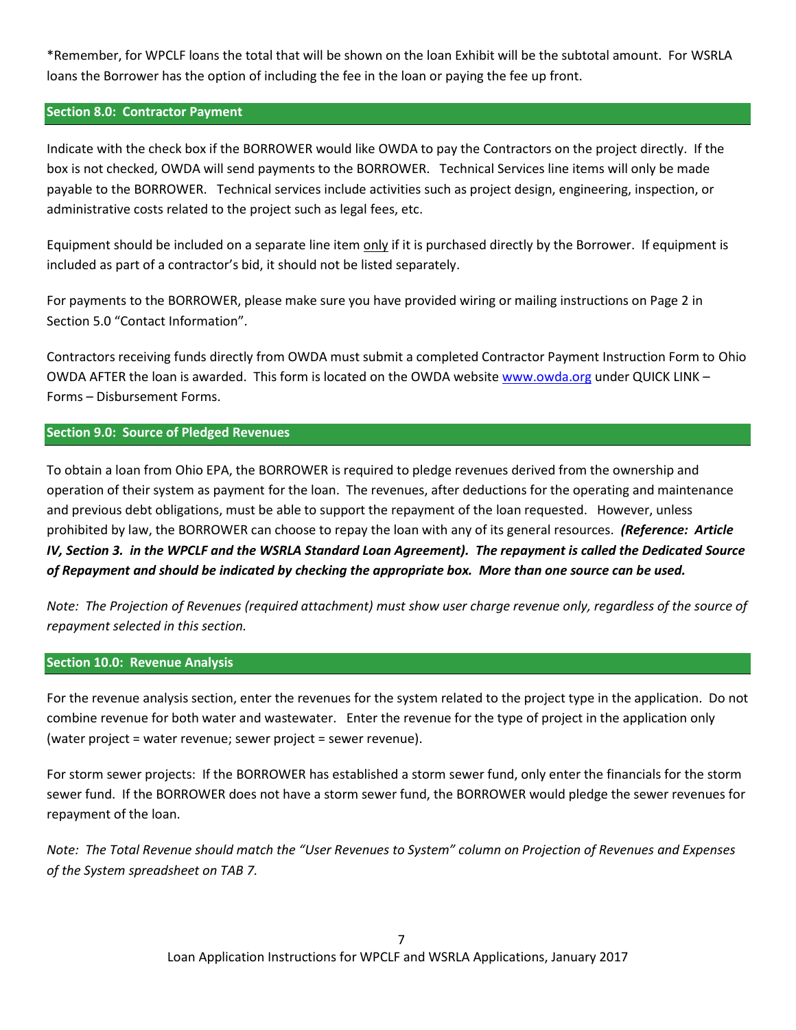*Remember, for WPCLF loans the total that will be shown on the loan Exhibit will be the subtotal amount. For WSRLA loans the Borrower has the option of including the fee in the loan or paying the fee up front.

## Section 8.0: Contractor Payment

Indicate with the check box if the BORROWER would like OWDA to pay the Contractors on the project directly. If the box is not checked, OWDA will send payments to the BORROWER. Technical Services line items will only be made payable to the BORROWER. Technical services include activities such as project design, engineering, inspection, or administrative costs related to the project such as legal fees, etc.

Equipment should be included on a separate line item <u>only</u> if it is purchased directly by the Borrower. If equipment is included as part of a contractor's bid, it should not be listed separately.

For payments to the BORROWER, please make sure you have provided wiring or mailing instructions on Page 2 in Section 5.0 "Contact Information".

Contractors receiving funds directly from OWDA must submit a completed Contractor Payment Instruction Form to Ohio OWDA AFTER the loan is awarded. This form is located on the OWDA website [www.owda.org](http://www.owda.org) under QUICK LINK – Forms – Disbursement Forms.

## Section 9.0: Source of Pledged Revenues

To obtain a loan from Ohio EPA, the BORROWER is required to pledge revenues derived from the ownership and operation of their system as payment for the loan. The revenues, after deductions for the operating and maintenance and previous debt obligations, must be able to support the repayment of the loan requested. However, unless prohibited by law, the BORROWER can choose to repay the loan with any of its general resources. ***(Reference: Article IV, Section 3. in the WPCLF and the WSRLA Standard Loan Agreement). The repayment is called the Dedicated Source of Repayment and should be indicated by checking the appropriate box. More than one source can be used.***

*Note: The Projection of Revenues (required attachment) must show user charge revenue only, regardless of the source of repayment selected in this section.*

## Section 10.0: Revenue Analysis

For the revenue analysis section, enter the revenues for the system related to the project type in the application. Do not combine revenue for both water and wastewater. Enter the revenue for the type of project in the application only (water project = water revenue; sewer project = sewer revenue).

For storm sewer projects: If the BORROWER has established a storm sewer fund, only enter the financials for the storm sewer fund. If the BORROWER does not have a storm sewer fund, the BORROWER would pledge the sewer revenues for repayment of the loan.

*Note: The Total Revenue should match the "User Revenues to System" column on Projection of Revenues and Expenses of the System spreadsheet on TAB 7.*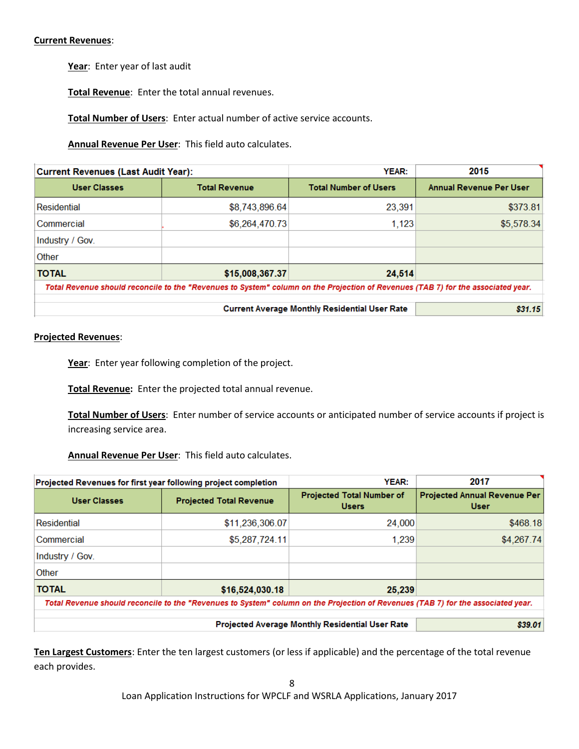**Current Revenues**:

**Year**: Enter year of last audit

**Total Revenue**: Enter the total annual revenues.

**Total Number of Users**: Enter actual number of active service accounts.

**Annual Revenue Per User**: This field auto calculates.

| Current Revenues (Last Audit Year): | | YEAR: | 2015 |
|---|---|---|---|
| **User Classes** | **Total Revenue** | **Total Number of Users** | **Annual Revenue Per User** |
| Residential | $8,743,896.64 | 23,391 | $373.81 |
| Commercial | $6,264,470.73 | 1,123 | $5,578.34 |
| Industry / Gov. | | | |
| Other | | | |
| **TOTAL** | **$15,008,367.37** | **24,514** | |
| *Total Revenue should reconcile to the "Revenues to System" column on the Projection of Revenues (TAB 7) for the associated year.* | | | |
| | | **Current Average Monthly Residential User Rate** | ***$31.15*** |

**Projected Revenues**:

**Year**: Enter year following completion of the project.

**Total Revenue:** Enter the projected total annual revenue.

**Total Number of Users**: Enter number of service accounts or anticipated number of service accounts if project is increasing service area.

**Annual Revenue Per User**: This field auto calculates.

| Projected Revenues for first year following project completion | | YEAR: | 2017 |
|---|---|---|---|
| **User Classes** | **Projected Total Revenue** | **Projected Total Number of Users** | **Projected Annual Revenue Per User** |
| Residential | $11,236,306.07 | 24,000 | $468.18 |
| Commercial | $5,287,724.11 | 1,239 | $4,267.74 |
| Industry / Gov. | | | |
| Other | | | |
| **TOTAL** | **$16,524,030.18** | **25,239** | |
| *Total Revenue should reconcile to the "Revenues to System" column on the Projection of Revenues (TAB 7) for the associated year.* | | | |
| | | **Projected Average Monthly Residential User Rate** | ***$39.01*** |

**Ten Largest Customers**: Enter the ten largest customers (or less if applicable) and the percentage of the total revenue each provides.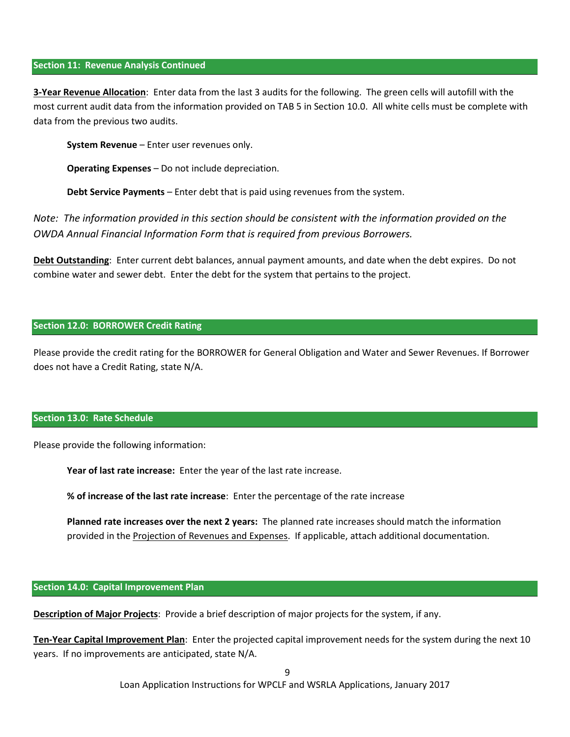## Section 11: Revenue Analysis Continued

**3-Year Revenue Allocation**: Enter data from the last 3 audits for the following. The green cells will autofill with the most current audit data from the information provided on TAB 5 in Section 10.0. All white cells must be complete with data from the previous two audits.

> **System Revenue** – Enter user revenues only.
>
> **Operating Expenses** – Do not include depreciation.
>
> **Debt Service Payments** – Enter debt that is paid using revenues from the system.

*Note: The information provided in this section should be consistent with the information provided on the OWDA Annual Financial Information Form that is required from previous Borrowers.*

**Debt Outstanding**: Enter current debt balances, annual payment amounts, and date when the debt expires. Do not combine water and sewer debt. Enter the debt for the system that pertains to the project.

## Section 12.0: BORROWER Credit Rating

Please provide the credit rating for the BORROWER for General Obligation and Water and Sewer Revenues. If Borrower does not have a Credit Rating, state N/A.

## Section 13.0: Rate Schedule

Please provide the following information:

> **Year of last rate increase:** Enter the year of the last rate increase.
>
> **% of increase of the last rate increase**: Enter the percentage of the rate increase
>
> **Planned rate increases over the next 2 years:** The planned rate increases should match the information provided in the Projection of Revenues and Expenses. If applicable, attach additional documentation.

## Section 14.0: Capital Improvement Plan

**Description of Major Projects**: Provide a brief description of major projects for the system, if any.

**Ten-Year Capital Improvement Plan**: Enter the projected capital improvement needs for the system during the next 10 years. If no improvements are anticipated, state N/A.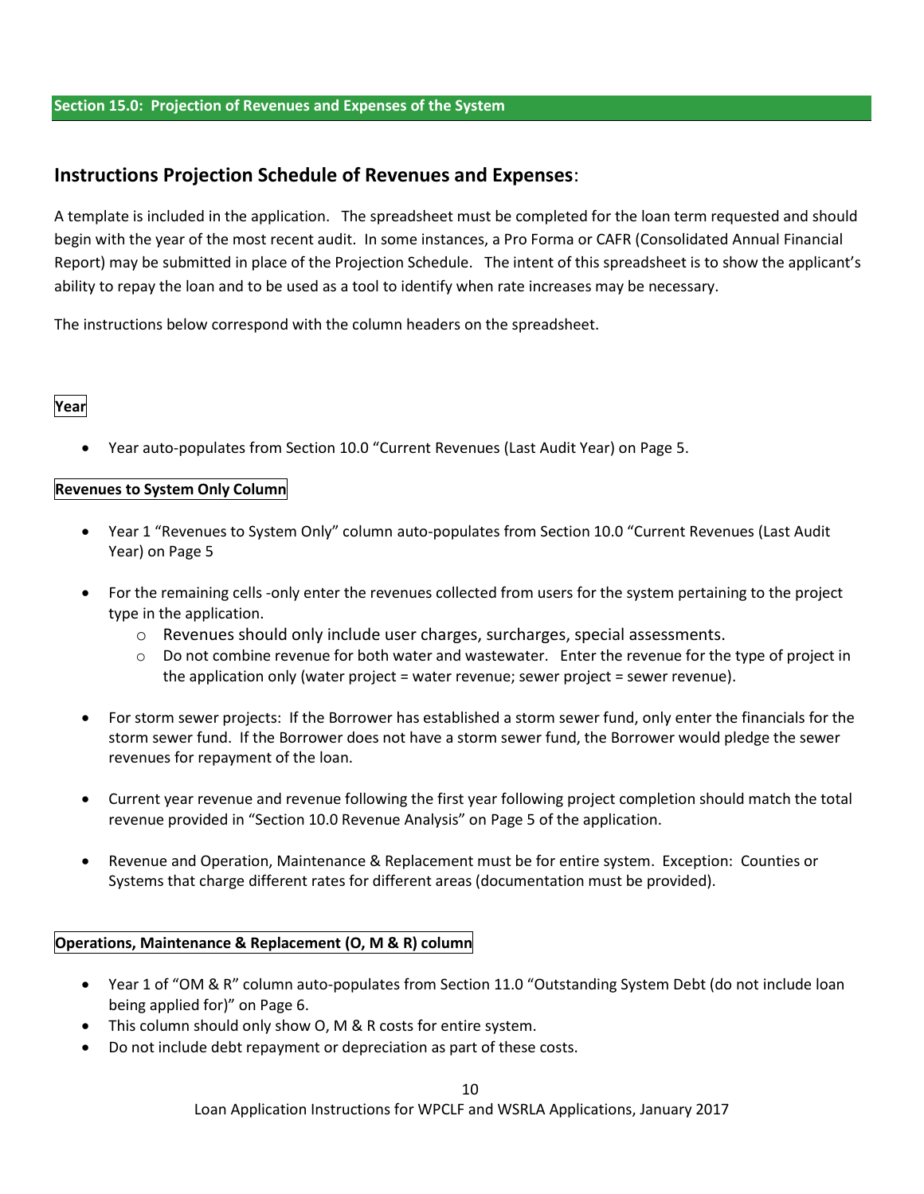## Section 15.0: Projection of Revenues and Expenses of the System

## Instructions Projection Schedule of Revenues and Expenses:

A template is included in the application. The spreadsheet must be completed for the loan term requested and should begin with the year of the most recent audit. In some instances, a Pro Forma or CAFR (Consolidated Annual Financial Report) may be submitted in place of the Projection Schedule. The intent of this spreadsheet is to show the applicant's ability to repay the loan and to be used as a tool to identify when rate increases may be necessary.

The instructions below correspond with the column headers on the spreadsheet.

### Year

- Year auto-populates from Section 10.0 "Current Revenues (Last Audit Year) on Page 5.

### Revenues to System Only Column

- Year 1 "Revenues to System Only" column auto-populates from Section 10.0 "Current Revenues (Last Audit Year) on Page 5
- For the remaining cells -only enter the revenues collected from users for the system pertaining to the project type in the application.
  - Revenues should only include user charges, surcharges, special assessments.
  - Do not combine revenue for both water and wastewater. Enter the revenue for the type of project in the application only (water project = water revenue; sewer project = sewer revenue).
- For storm sewer projects: If the Borrower has established a storm sewer fund, only enter the financials for the storm sewer fund. If the Borrower does not have a storm sewer fund, the Borrower would pledge the sewer revenues for repayment of the loan.
- Current year revenue and revenue following the first year following project completion should match the total revenue provided in "Section 10.0 Revenue Analysis" on Page 5 of the application.
- Revenue and Operation, Maintenance & Replacement must be for entire system. Exception: Counties or Systems that charge different rates for different areas (documentation must be provided).

### Operations, Maintenance & Replacement (O, M & R) column

- Year 1 of "OM & R" column auto-populates from Section 11.0 "Outstanding System Debt (do not include loan being applied for)" on Page 6.
- This column should only show O, M & R costs for entire system.
- Do not include debt repayment or depreciation as part of these costs.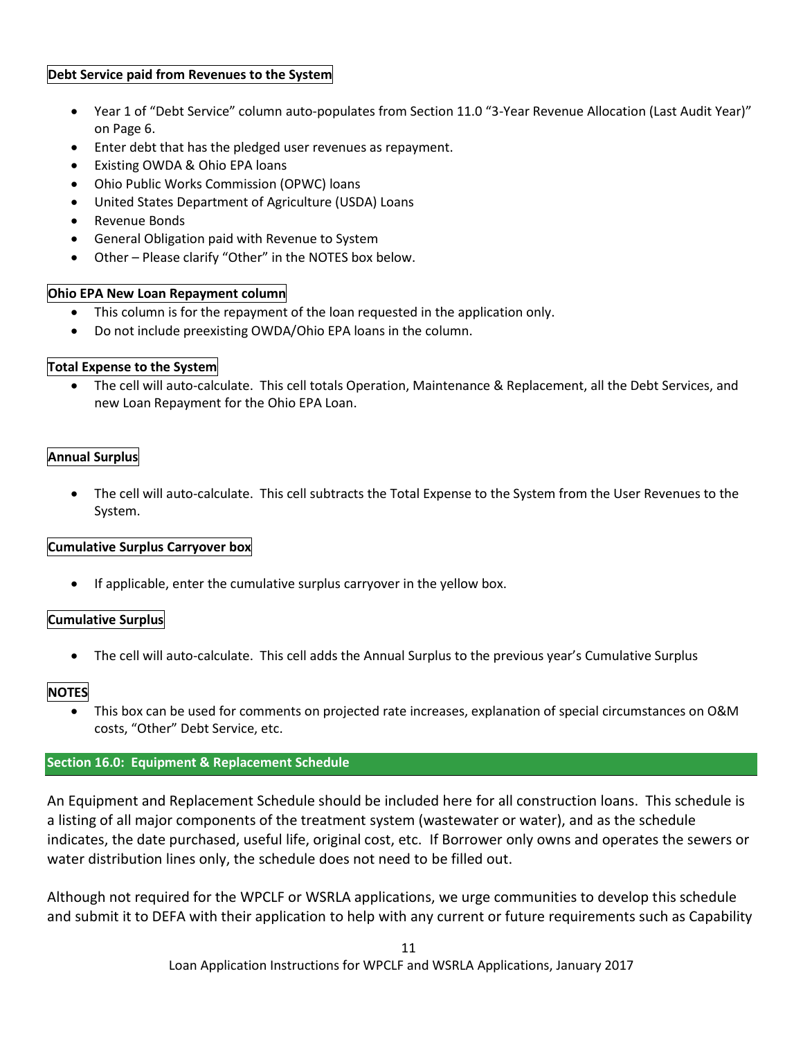**Debt Service paid from Revenues to the System**

- Year 1 of "Debt Service" column auto-populates from Section 11.0 "3-Year Revenue Allocation (Last Audit Year)" on Page 6.
- Enter debt that has the pledged user revenues as repayment.
- Existing OWDA & Ohio EPA loans
- Ohio Public Works Commission (OPWC) loans
- United States Department of Agriculture (USDA) Loans
- Revenue Bonds
- General Obligation paid with Revenue to System
- Other – Please clarify "Other" in the NOTES box below.

**Ohio EPA New Loan Repayment column**

- This column is for the repayment of the loan requested in the application only.
- Do not include preexisting OWDA/Ohio EPA loans in the column.

**Total Expense to the System**

- The cell will auto-calculate. This cell totals Operation, Maintenance & Replacement, all the Debt Services, and new Loan Repayment for the Ohio EPA Loan.

**Annual Surplus**

- The cell will auto-calculate. This cell subtracts the Total Expense to the System from the User Revenues to the System.

**Cumulative Surplus Carryover box**

- If applicable, enter the cumulative surplus carryover in the yellow box.

**Cumulative Surplus**

- The cell will auto-calculate. This cell adds the Annual Surplus to the previous year's Cumulative Surplus

**NOTES**

- This box can be used for comments on projected rate increases, explanation of special circumstances on O&M costs, "Other" Debt Service, etc.

## Section 16.0: Equipment & Replacement Schedule

An Equipment and Replacement Schedule should be included here for all construction loans. This schedule is a listing of all major components of the treatment system (wastewater or water), and as the schedule indicates, the date purchased, useful life, original cost, etc. If Borrower only owns and operates the sewers or water distribution lines only, the schedule does not need to be filled out.

Although not required for the WPCLF or WSRLA applications, we urge communities to develop this schedule and submit it to DEFA with their application to help with any current or future requirements such as Capability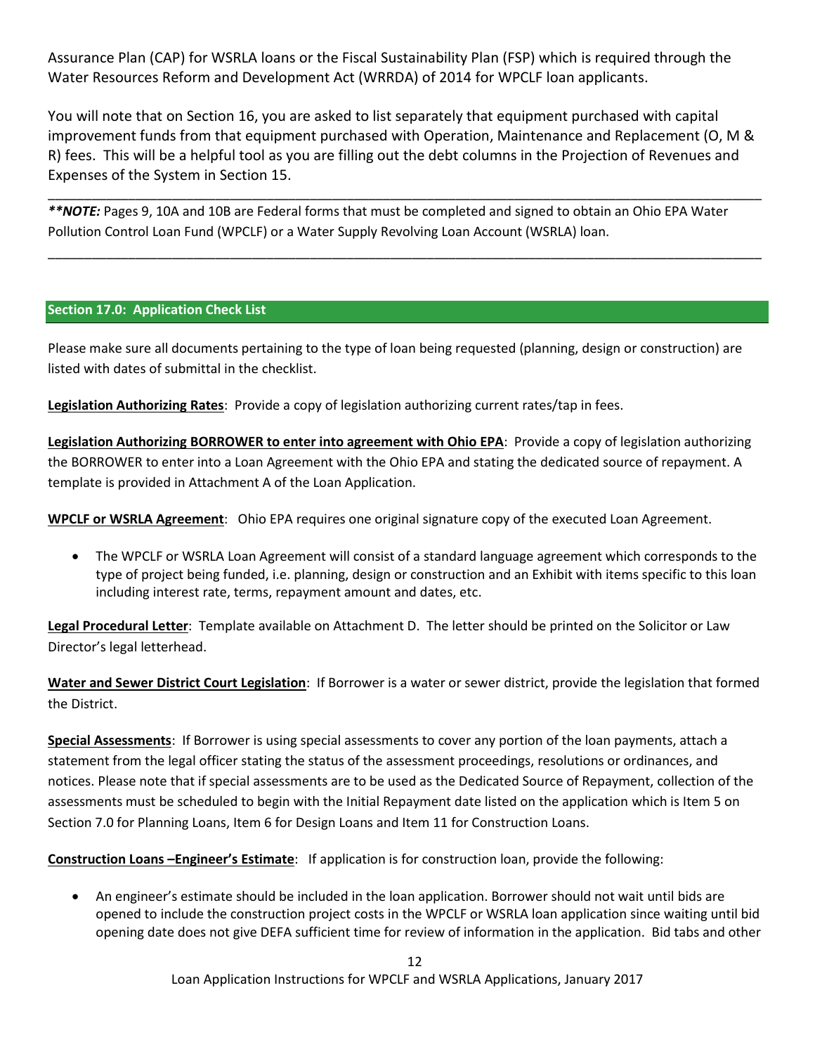Assurance Plan (CAP) for WSRLA loans or the Fiscal Sustainability Plan (FSP) which is required through the Water Resources Reform and Development Act (WRRDA) of 2014 for WPCLF loan applicants.

You will note that on Section 16, you are asked to list separately that equipment purchased with capital improvement funds from that equipment purchased with Operation, Maintenance and Replacement (O, M & R) fees. This will be a helpful tool as you are filling out the debt columns in the Projection of Revenues and Expenses of the System in Section 15.

---

***\*\*NOTE:*** Pages 9, 10A and 10B are Federal forms that must be completed and signed to obtain an Ohio EPA Water Pollution Control Loan Fund (WPCLF) or a Water Supply Revolving Loan Account (WSRLA) loan.

---

## Section 17.0: Application Check List

Please make sure all documents pertaining to the type of loan being requested (planning, design or construction) are listed with dates of submittal in the checklist.

**Legislation Authorizing Rates**: Provide a copy of legislation authorizing current rates/tap in fees.

**Legislation Authorizing BORROWER to enter into agreement with Ohio EPA**: Provide a copy of legislation authorizing the BORROWER to enter into a Loan Agreement with the Ohio EPA and stating the dedicated source of repayment. A template is provided in Attachment A of the Loan Application.

**WPCLF or WSRLA Agreement**: Ohio EPA requires one original signature copy of the executed Loan Agreement.

- The WPCLF or WSRLA Loan Agreement will consist of a standard language agreement which corresponds to the type of project being funded, i.e. planning, design or construction and an Exhibit with items specific to this loan including interest rate, terms, repayment amount and dates, etc.

**Legal Procedural Letter**: Template available on Attachment D. The letter should be printed on the Solicitor or Law Director's legal letterhead.

**Water and Sewer District Court Legislation**: If Borrower is a water or sewer district, provide the legislation that formed the District.

**Special Assessments**: If Borrower is using special assessments to cover any portion of the loan payments, attach a statement from the legal officer stating the status of the assessment proceedings, resolutions or ordinances, and notices. Please note that if special assessments are to be used as the Dedicated Source of Repayment, collection of the assessments must be scheduled to begin with the Initial Repayment date listed on the application which is Item 5 on Section 7.0 for Planning Loans, Item 6 for Design Loans and Item 11 for Construction Loans.

**Construction Loans –Engineer's Estimate**: If application is for construction loan, provide the following:

- An engineer's estimate should be included in the loan application. Borrower should not wait until bids are opened to include the construction project costs in the WPCLF or WSRLA loan application since waiting until bid opening date does not give DEFA sufficient time for review of information in the application. Bid tabs and other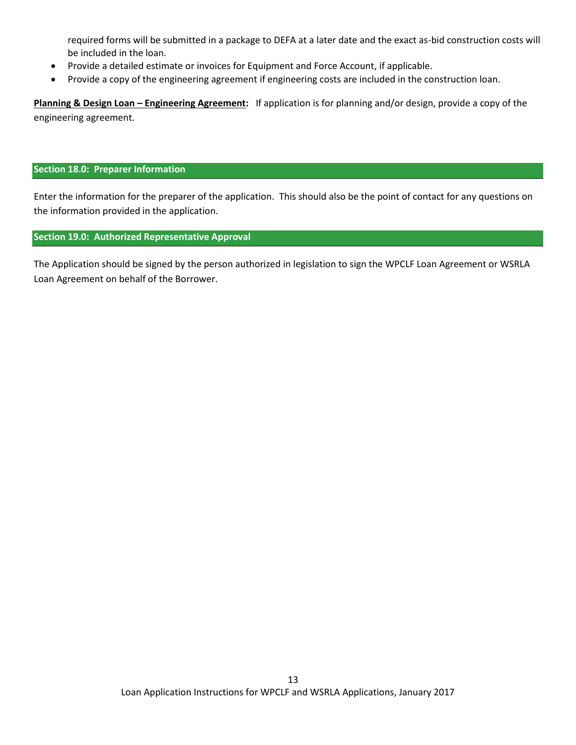required forms will be submitted in a package to DEFA at a later date and the exact as-bid construction costs will be included in the loan.

- Provide a detailed estimate or invoices for Equipment and Force Account, if applicable.
- Provide a copy of the engineering agreement if engineering costs are included in the construction loan.

**Planning & Design Loan – Engineering Agreement:** If application is for planning and/or design, provide a copy of the engineering agreement.

## Section 18.0: Preparer Information

Enter the information for the preparer of the application. This should also be the point of contact for any questions on the information provided in the application.

## Section 19.0: Authorized Representative Approval

The Application should be signed by the person authorized in legislation to sign the WPCLF Loan Agreement or WSRLA Loan Agreement on behalf of the Borrower.